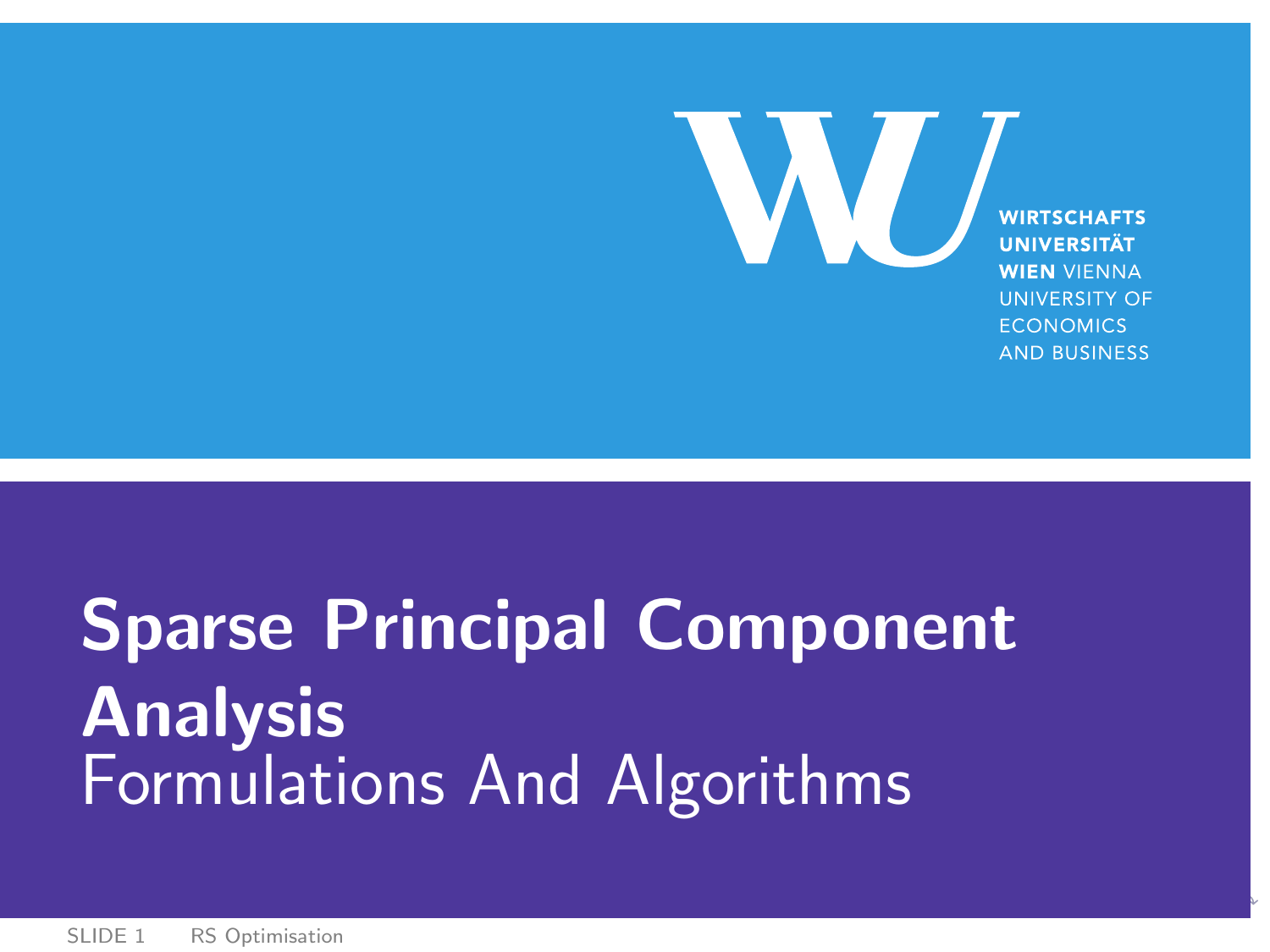# Sparse Principal Component Analysis

## Formulations And Algorithms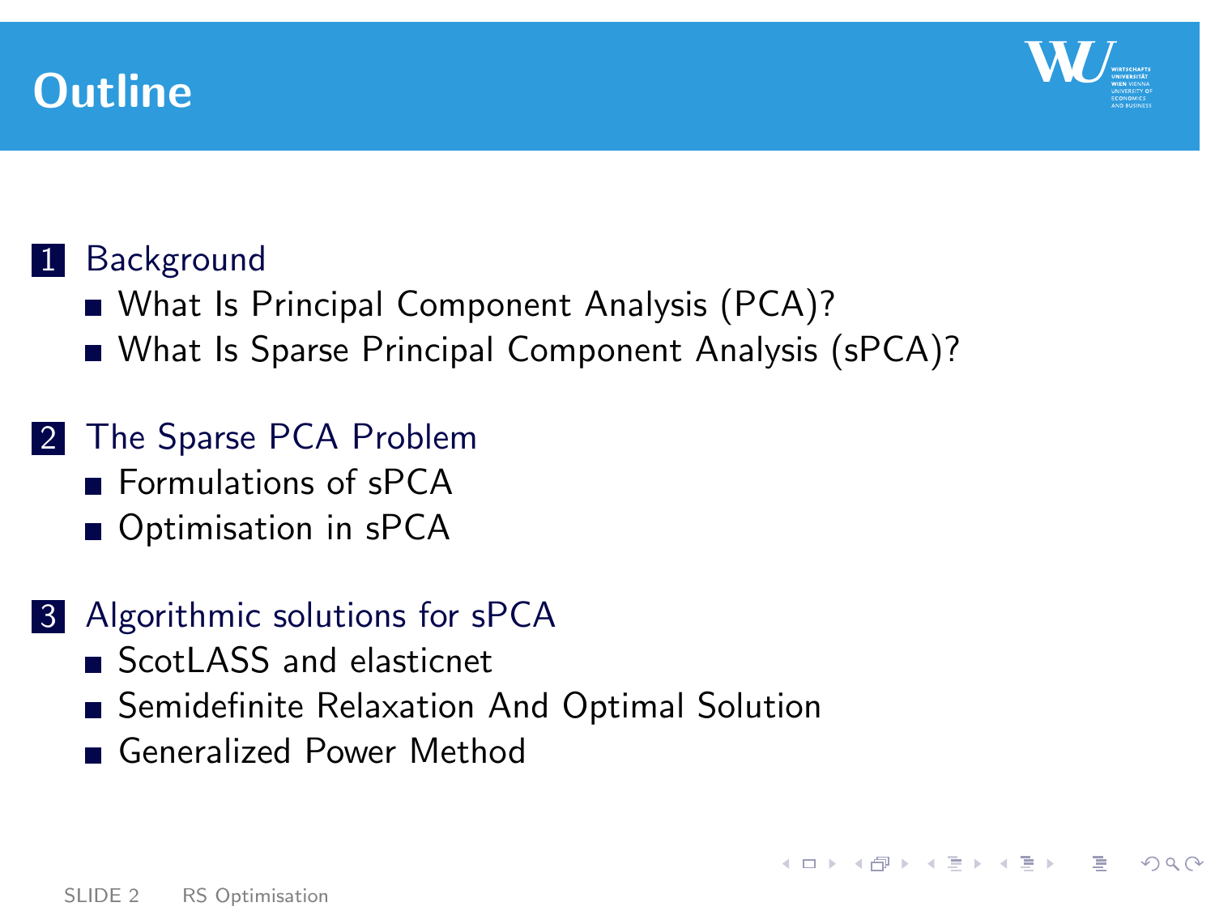# Outline

1. Background
   - What Is Principal Component Analysis (PCA)?
   - What Is Sparse Principal Component Analysis (sPCA)?

2. The Sparse PCA Problem
   - Formulations of sPCA
   - Optimisation in sPCA

3. Algorithmic solutions for sPCA
   - ScotLASS and elasticnet
   - Semidefinite Relaxation And Optimal Solution
   - Generalized Power Method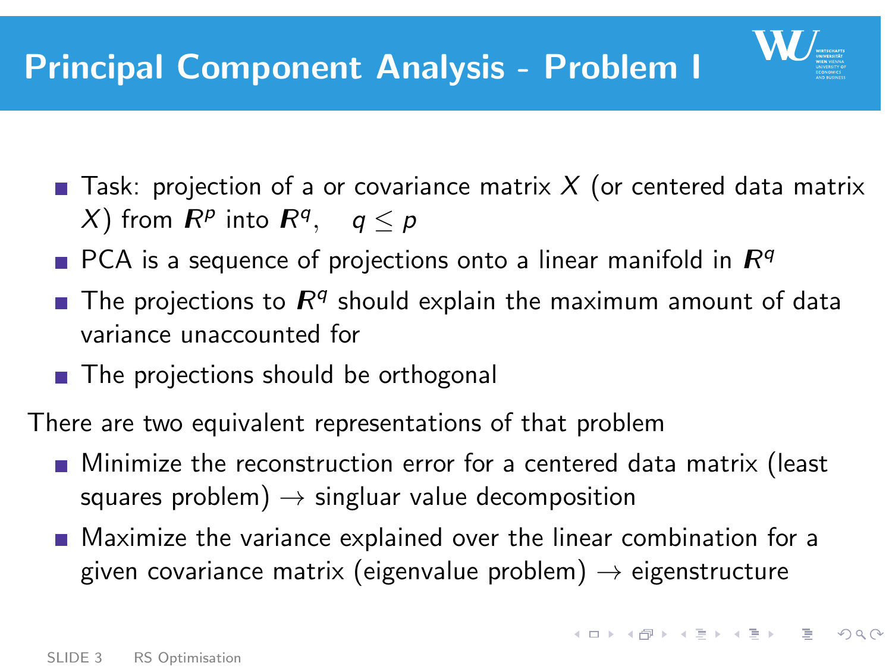# Principal Component Analysis - Problem I

- Task: projection of a or covariance matrix $X$ (or centered data matrix $X$) from $\boldsymbol{R}^p$ into $\boldsymbol{R}^q$, $\quad q \leq p$
- PCA is a sequence of projections onto a linear manifold in $\boldsymbol{R}^q$
- The projections to $\boldsymbol{R}^q$ should explain the maximum amount of data variance unaccounted for
- The projections should be orthogonal

There are two equivalent representations of that problem

- Minimize the reconstruction error for a centered data matrix (least squares problem) $\rightarrow$ singluar value decomposition
- Maximize the variance explained over the linear combination for a given covariance matrix (eigenvalue problem) $\rightarrow$ eigenstructure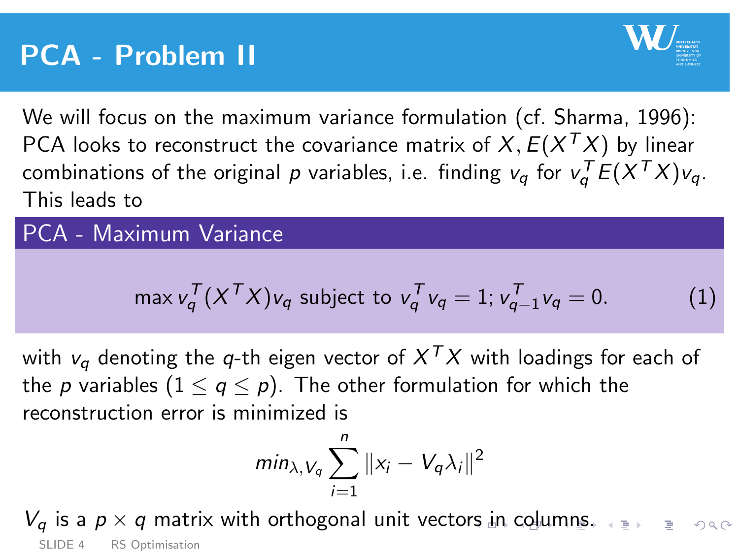# PCA - Problem II

We will focus on the maximum variance formulation (cf. Sharma, 1996): PCA looks to reconstruct the covariance matrix of $X$, $E(X^TX)$ by linear combinations of the original $p$ variables, i.e. finding $v_q$ for $v_q^T E(X^TX) v_q$. This leads to

**PCA - Maximum Variance**

$$\max v_q^T (X^TX) v_q \text{ subject to } v_q^T v_q = 1; v_{q-1}^T v_q = 0. \quad (1)$$

with $v_q$ denoting the $q$-th eigen vector of $X^TX$ with loadings for each of the $p$ variables ($1 \leq q \leq p$). The other formulation for which the reconstruction error is minimized is

$$min_{\lambda, V_q} \sum_{i=1}^{n} \|x_i - V_q \lambda_i\|^2$$

$V_q$ is a $p \times q$ matrix with orthogonal unit vectors in columns.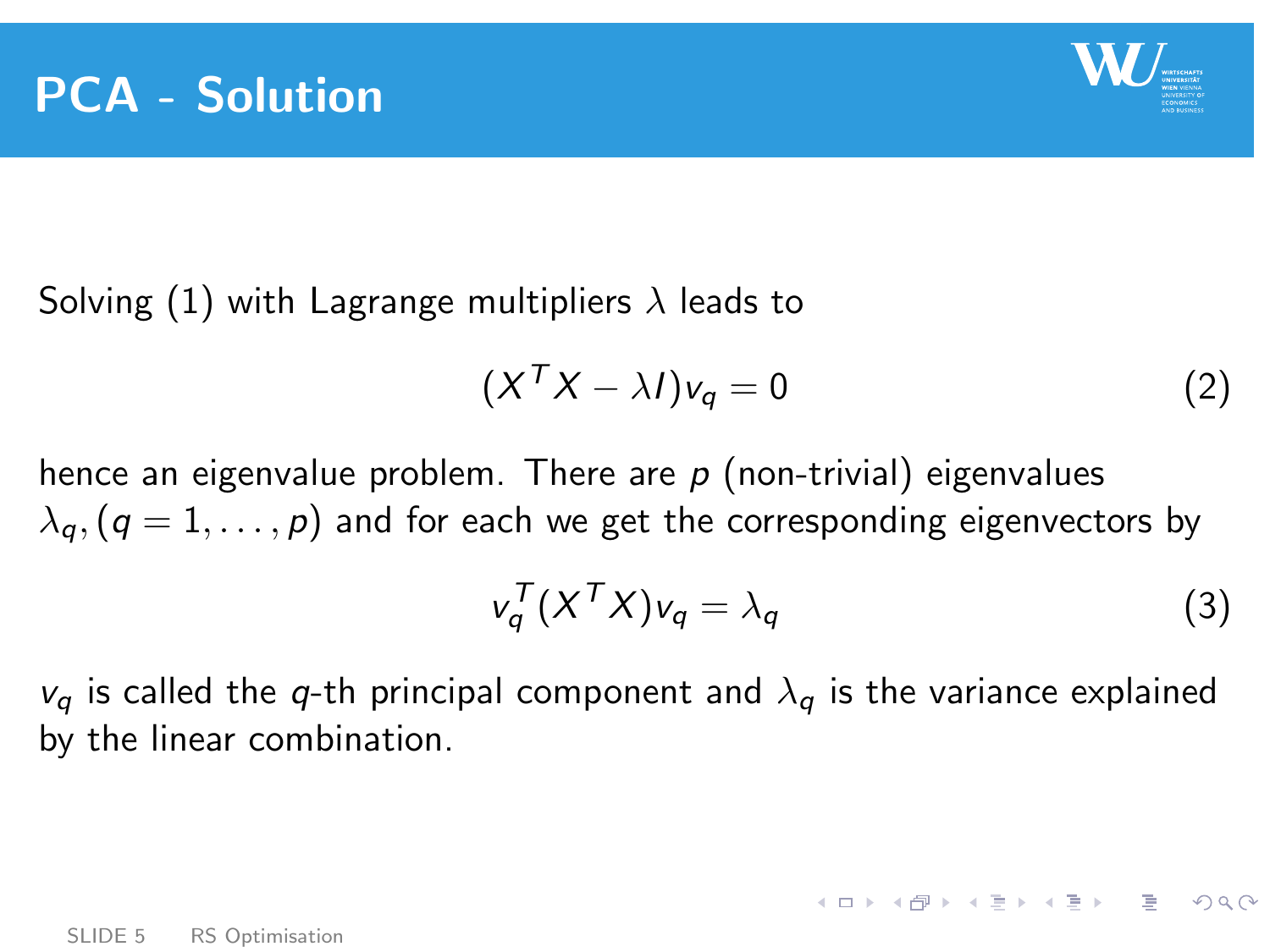# PCA - Solution

Solving (1) with Lagrange multipliers $\lambda$ leads to

$$(X^T X - \lambda I)v_q = 0 \tag{2}$$

hence an eigenvalue problem. There are $p$ (non-trivial) eigenvalues $\lambda_q, (q = 1, \ldots, p)$ and for each we get the corresponding eigenvectors by

$$v_q^T (X^T X) v_q = \lambda_q \tag{3}$$

$v_q$ is called the $q$-th principal component and $\lambda_q$ is the variance explained by the linear combination.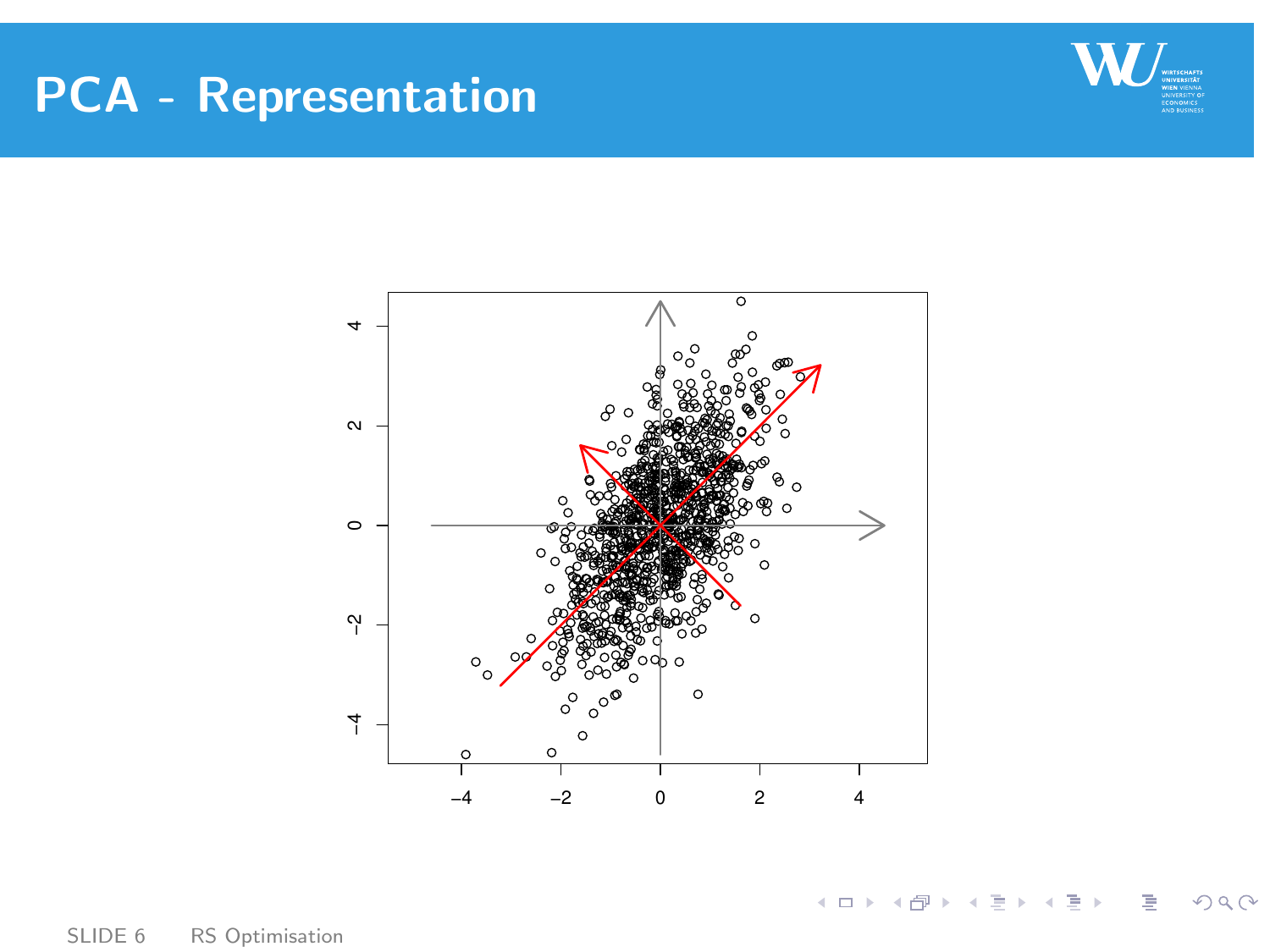# PCA - Representation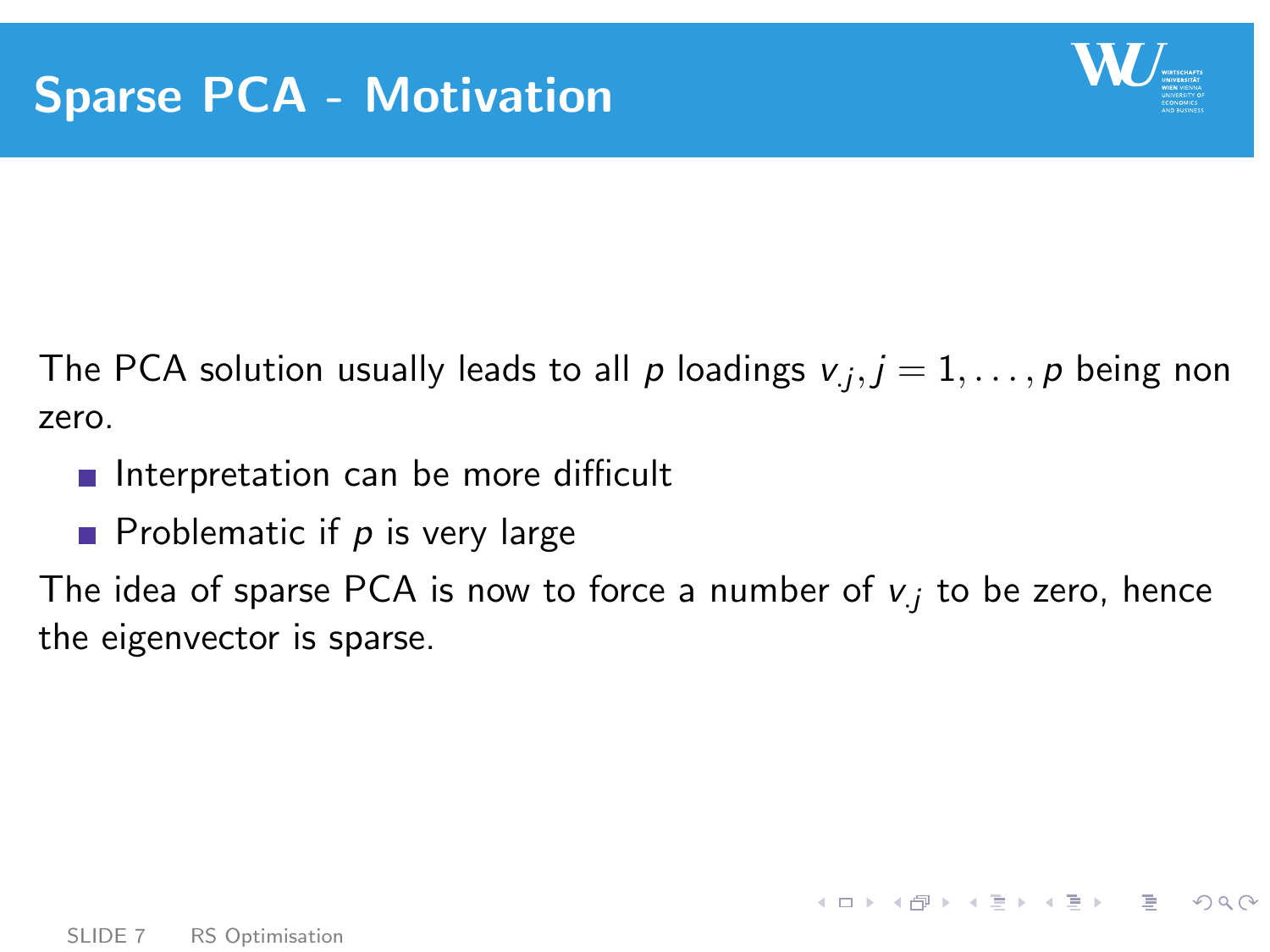# Sparse PCA - Motivation

The PCA solution usually leads to all $p$ loadings $v_{.j}, j = 1, \ldots, p$ being non zero.

- Interpretation can be more difficult
- Problematic if $p$ is very large

The idea of sparse PCA is now to force a number of $v_{.j}$ to be zero, hence the eigenvector is sparse.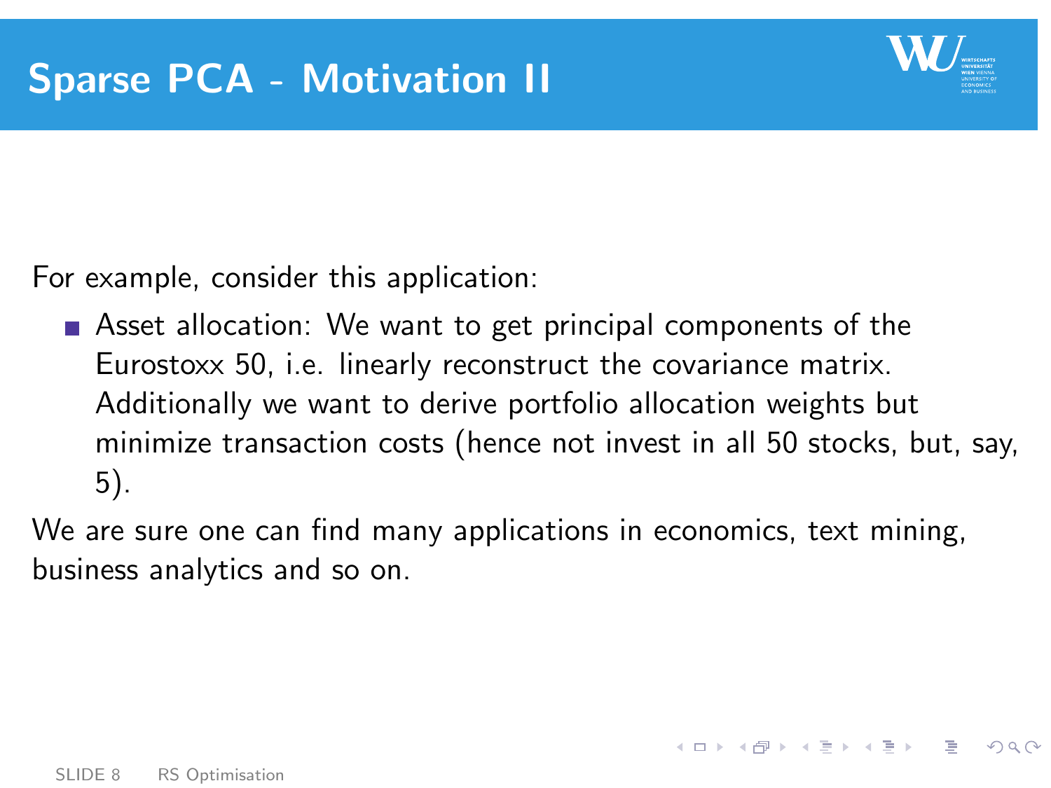# Sparse PCA - Motivation II

For example, consider this application:

- Asset allocation: We want to get principal components of the Eurostoxx 50, i.e. linearly reconstruct the covariance matrix. Additionally we want to derive portfolio allocation weights but minimize transaction costs (hence not invest in all 50 stocks, but, say, 5).

We are sure one can find many applications in economics, text mining, business analytics and so on.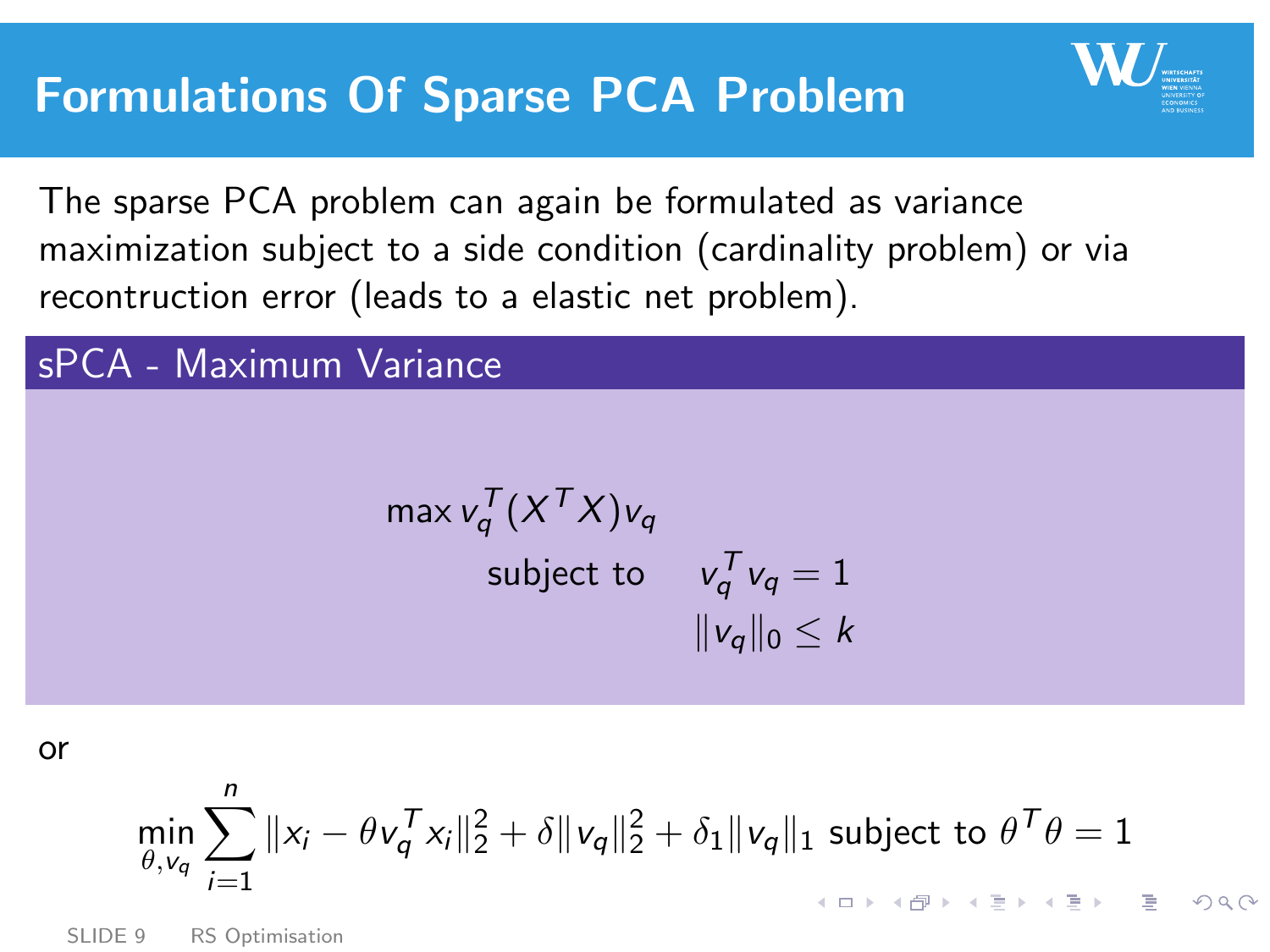# Formulations Of Sparse PCA Problem

The sparse PCA problem can again be formulated as variance maximization subject to a side condition (cardinality problem) or via recontruction error (leads to a elastic net problem).

## sPCA - Maximum Variance

$$
\begin{aligned}
\max \; & v_q^T (X^T X) v_q \\
\text{subject to} \quad & v_q^T v_q = 1 \\
& \|v_q\|_0 \leq k
\end{aligned}
$$

or

$$
\min_{\theta, v_q} \sum_{i=1}^{n} \|x_i - \theta v_q^T x_i\|_2^2 + \delta \|v_q\|_2^2 + \delta_1 \|v_q\|_1 \text{ subject to } \theta^T \theta = 1
$$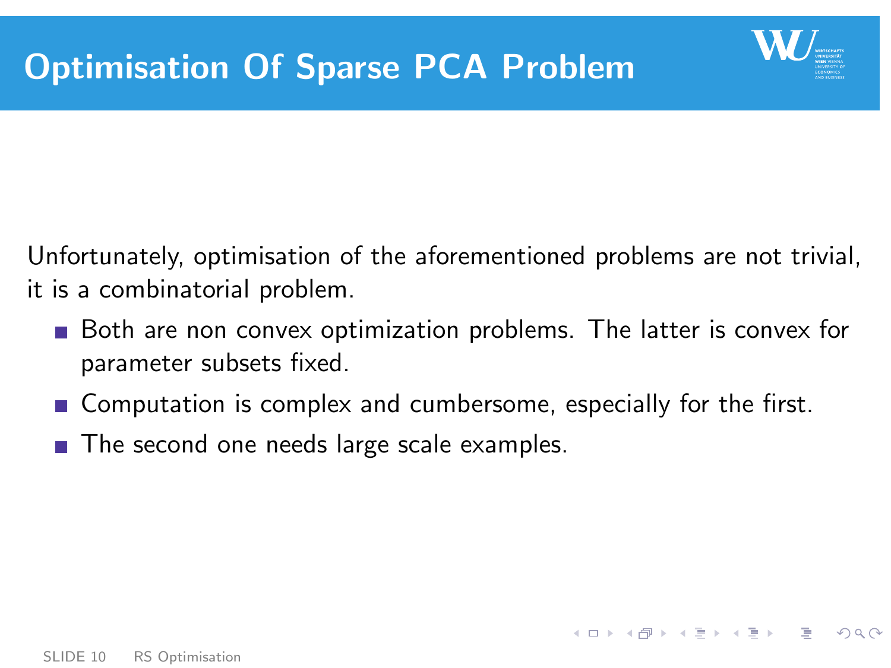# Optimisation Of Sparse PCA Problem

Unfortunately, optimisation of the aforementioned problems are not trivial, it is a combinatorial problem.

- Both are non convex optimization problems. The latter is convex for parameter subsets fixed.
- Computation is complex and cumbersome, especially for the first.
- The second one needs large scale examples.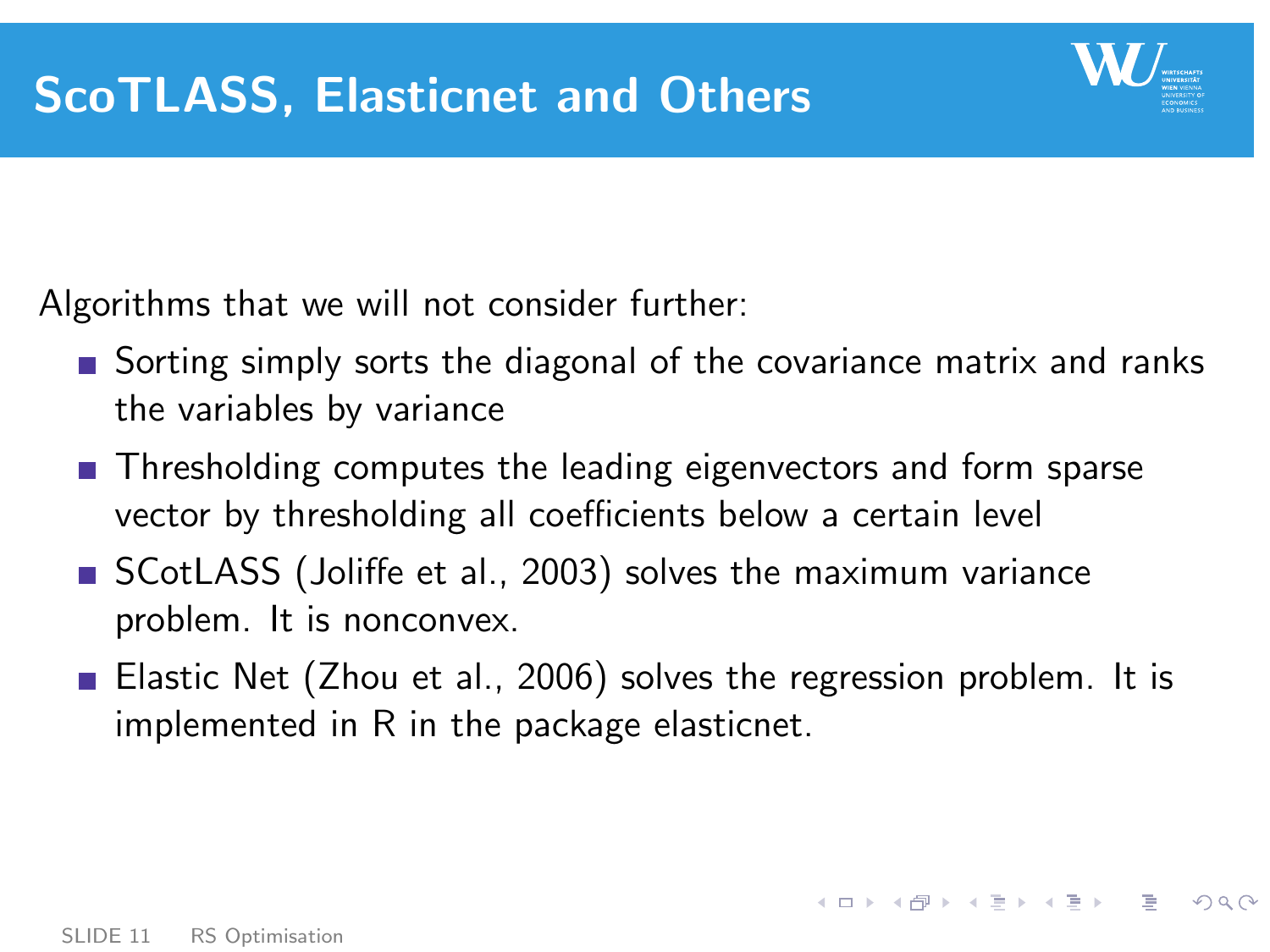# ScoTLASS, Elasticnet and Others

Algorithms that we will not consider further:

- Sorting simply sorts the diagonal of the covariance matrix and ranks the variables by variance
- Thresholding computes the leading eigenvectors and form sparse vector by thresholding all coefficients below a certain level
- SCotLASS (Joliffe et al., 2003) solves the maximum variance problem. It is nonconvex.
- Elastic Net (Zhou et al., 2006) solves the regression problem. It is implemented in R in the package elasticnet.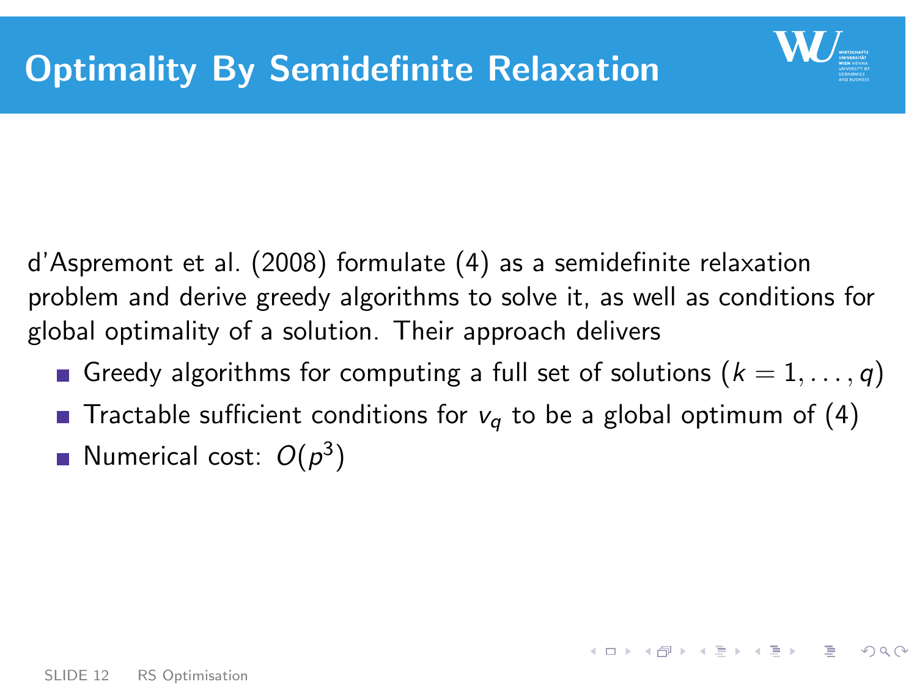# Optimality By Semidefinite Relaxation

d'Aspremont et al. (2008) formulate (4) as a semidefinite relaxation problem and derive greedy algorithms to solve it, as well as conditions for global optimality of a solution. Their approach delivers

- Greedy algorithms for computing a full set of solutions ($k = 1, \ldots, q$)
- Tractable sufficient conditions for $v_q$ to be a global optimum of (4)
- Numerical cost: $O(p^3)$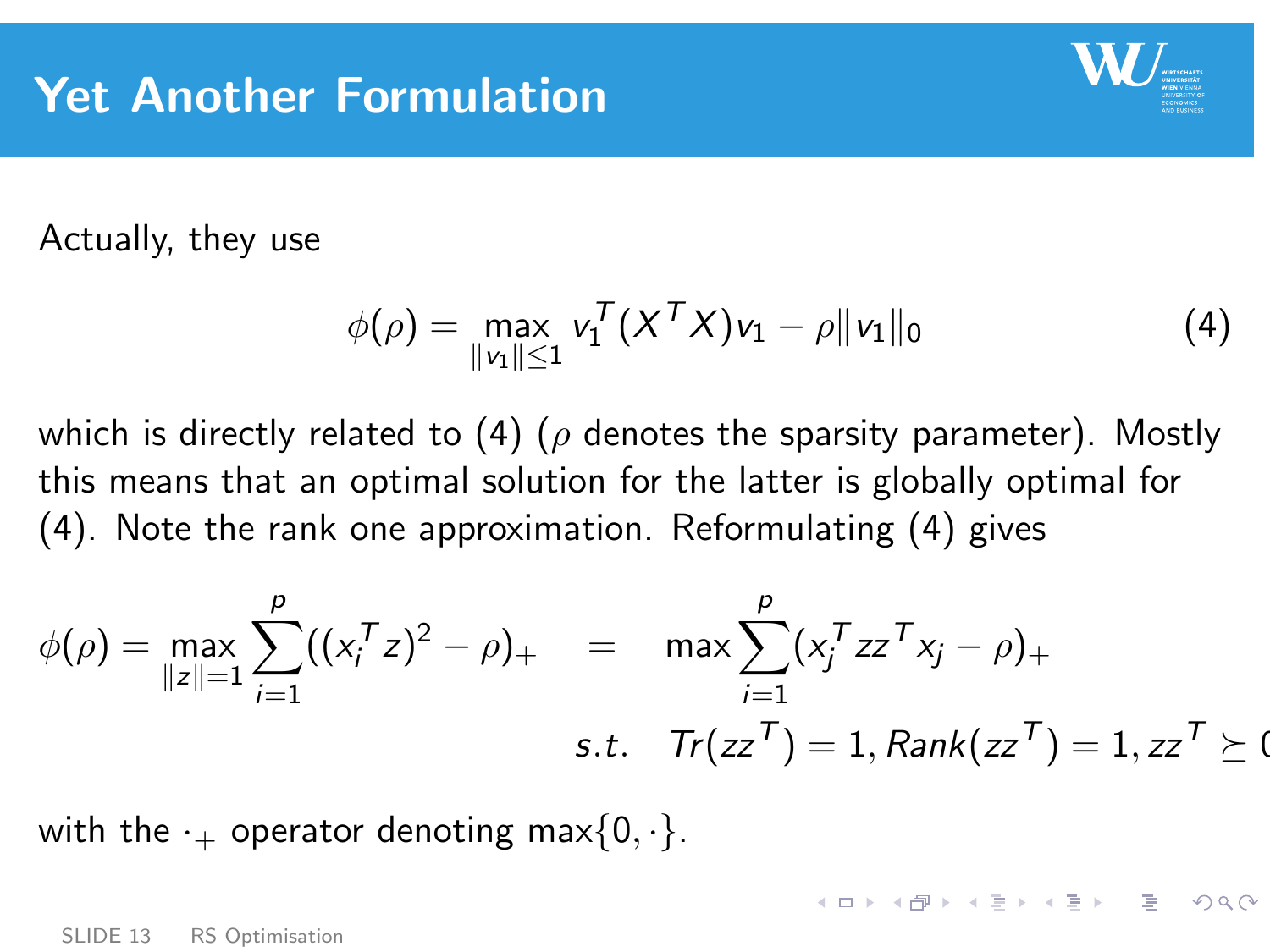# Yet Another Formulation

Actually, they use

$$\phi(\rho) = \max_{\|v_1\| \leq 1} v_1^T (X^T X) v_1 - \rho \|v_1\|_0 \tag{4}$$

which is directly related to (4) ($\rho$ denotes the sparsity parameter). Mostly this means that an optimal solution for the latter is globally optimal for (4). Note the rank one approximation. Reformulating (4) gives

$$\phi(\rho) = \max_{\|z\|=1} \sum_{i=1}^{p} ((x_i^T z)^2 - \rho)_+ \quad = \quad \max \sum_{i=1}^{p} (x_j^T z z^T x_j - \rho)_+$$

$$s.t. \quad Tr(zz^T) = 1, Rank(zz^T) = 1, zz^T \succeq 0$$

with the $\cdot_+$ operator denoting $\max\{0, \cdot\}$.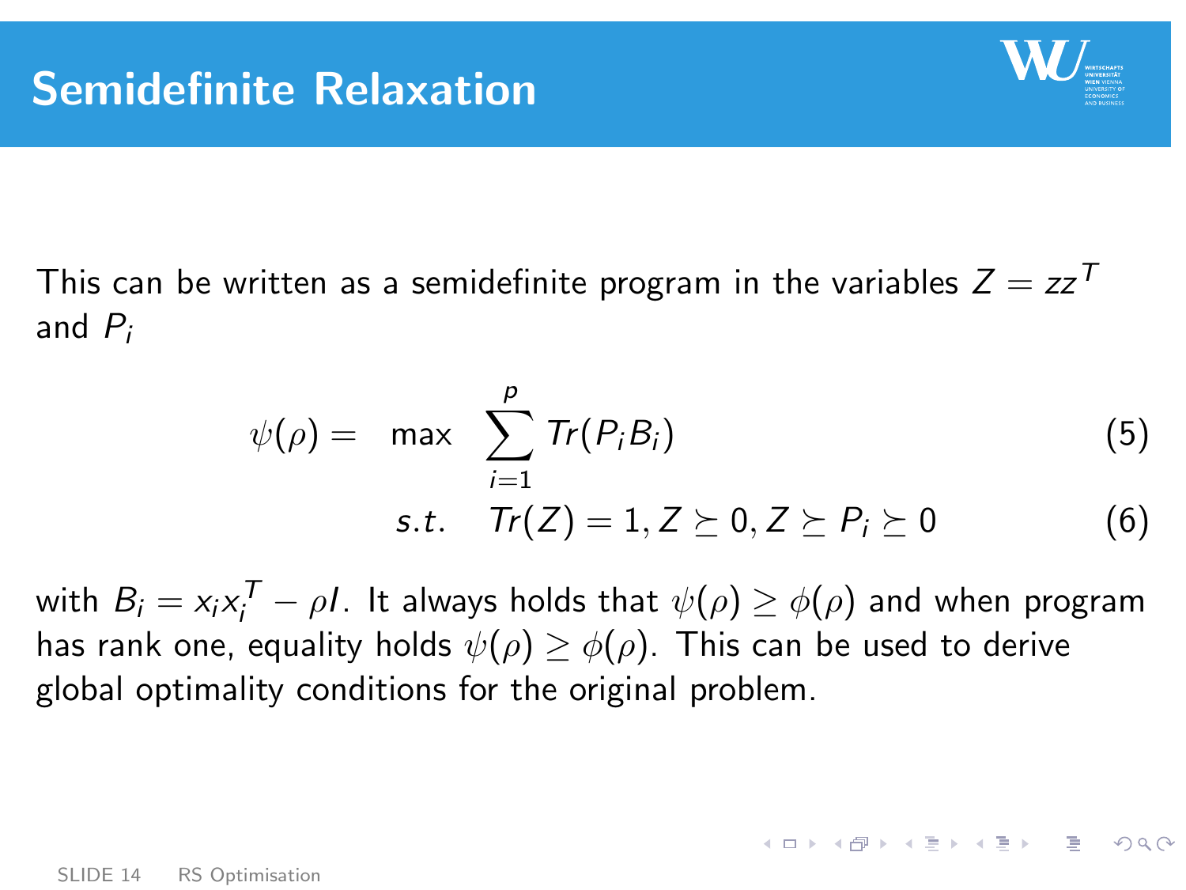# Semidefinite Relaxation

This can be written as a semidefinite program in the variables $Z = zz^T$ and $P_i$

$$\psi(\rho) = \max \sum_{i=1}^{p} Tr(P_i B_i) \tag{5}$$

$$s.t. \quad Tr(Z) = 1, Z \succeq 0, Z \succeq P_i \succeq 0 \tag{6}$$

with $B_i = x_i x_i^T - \rho I$. It always holds that $\psi(\rho) \geq \phi(\rho)$ and when program has rank one, equality holds $\psi(\rho) \geq \phi(\rho)$. This can be used to derive global optimality conditions for the original problem.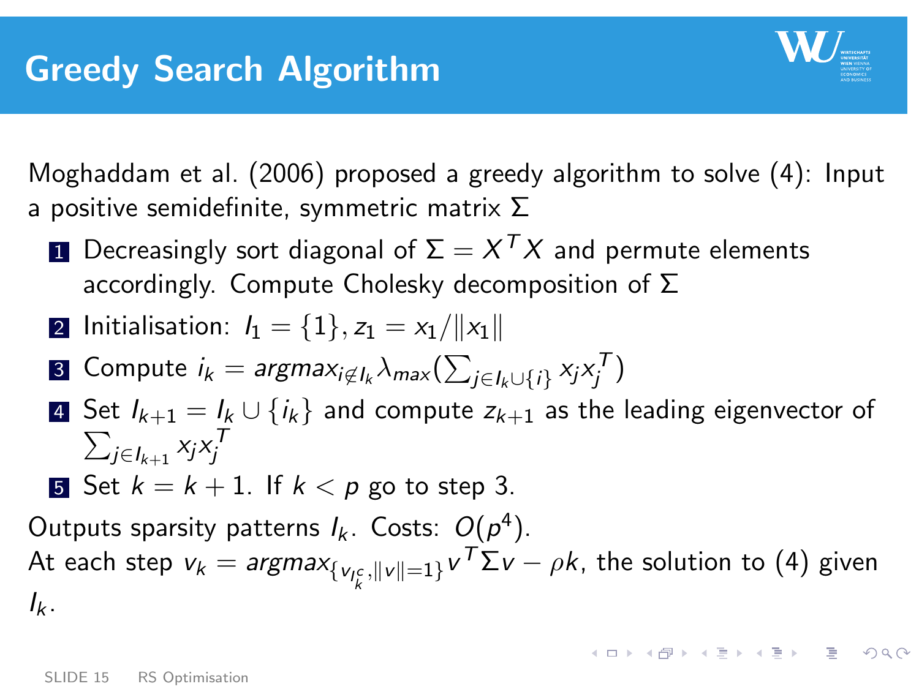# Greedy Search Algorithm

Moghaddam et al. (2006) proposed a greedy algorithm to solve (4): Input a positive semidefinite, symmetric matrix $\Sigma$

1. Decreasingly sort diagonal of $\Sigma = X^T X$ and permute elements accordingly. Compute Cholesky decomposition of $\Sigma$
2. Initialisation: $I_1 = \{1\}, z_1 = x_1/\|x_1\|$
3. Compute $i_k = argmax_{i \notin I_k} \lambda_{max}(\sum_{j \in I_k \cup \{i\}} x_j x_j^T)$
4. Set $I_{k+1} = I_k \cup \{i_k\}$ and compute $z_{k+1}$ as the leading eigenvector of $\sum_{j \in I_{k+1}} x_j x_j^T$
5. Set $k = k + 1$. If $k < p$ go to step 3.

Outputs sparsity patterns $I_k$. Costs: $O(p^4)$.
At each step $v_k = argmax_{\{v_{I_k^c}, \|v\|=1\}} v^T \Sigma v - \rho k$, the solution to (4) given $I_k$.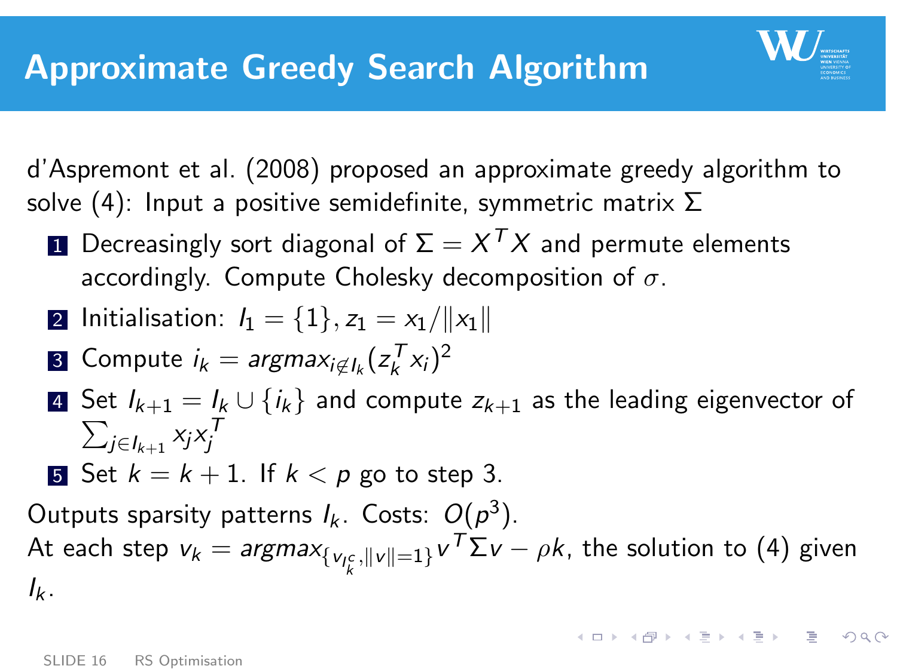# Approximate Greedy Search Algorithm

d'Aspremont et al. (2008) proposed an approximate greedy algorithm to solve (4): Input a positive semidefinite, symmetric matrix $\Sigma$

1. Decreasingly sort diagonal of $\Sigma = X^T X$ and permute elements accordingly. Compute Cholesky decomposition of $\sigma$.
2. Initialisation: $I_1 = \{1\}, z_1 = x_1/\|x_1\|$
3. Compute $i_k = argmax_{i \notin I_k} (z_k^T x_i)^2$
4. Set $I_{k+1} = I_k \cup \{i_k\}$ and compute $z_{k+1}$ as the leading eigenvector of $\sum_{j \in I_{k+1}} x_j x_j^T$
5. Set $k = k + 1$. If $k < p$ go to step 3.

Outputs sparsity patterns $I_k$. Costs: $O(p^3)$.
At each step $v_k = argmax_{\{v_{I_k^c}, \|v\|=1\}} v^T \Sigma v - \rho k$, the solution to (4) given $I_k$.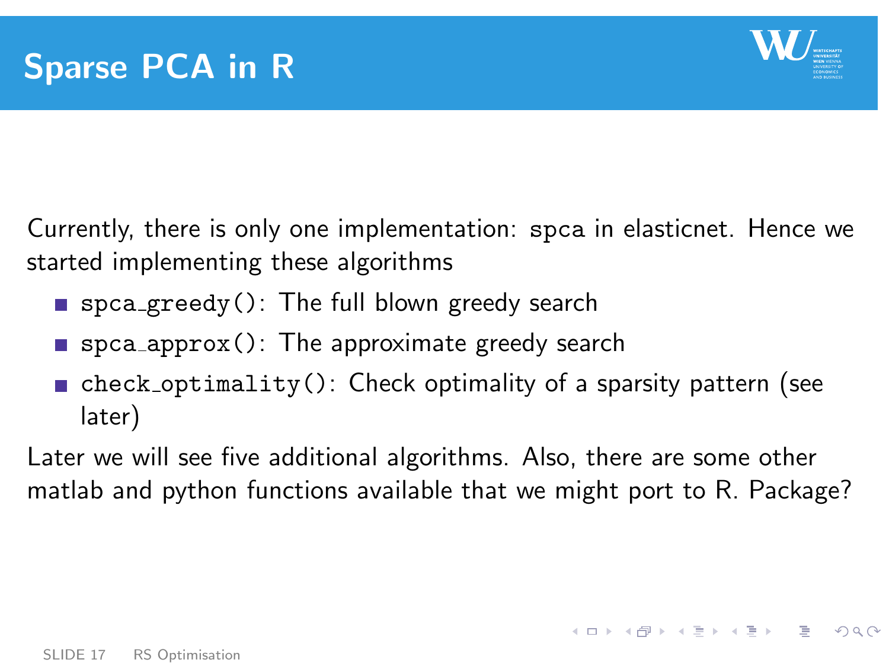# Sparse PCA in R

Currently, there is only one implementation: `spca` in elasticnet. Hence we started implementing these algorithms

- `spca_greedy()`: The full blown greedy search
- `spca_approx()`: The approximate greedy search
- `check_optimality()`: Check optimality of a sparsity pattern (see later)

Later we will see five additional algorithms. Also, there are some other matlab and python functions available that we might port to R. Package?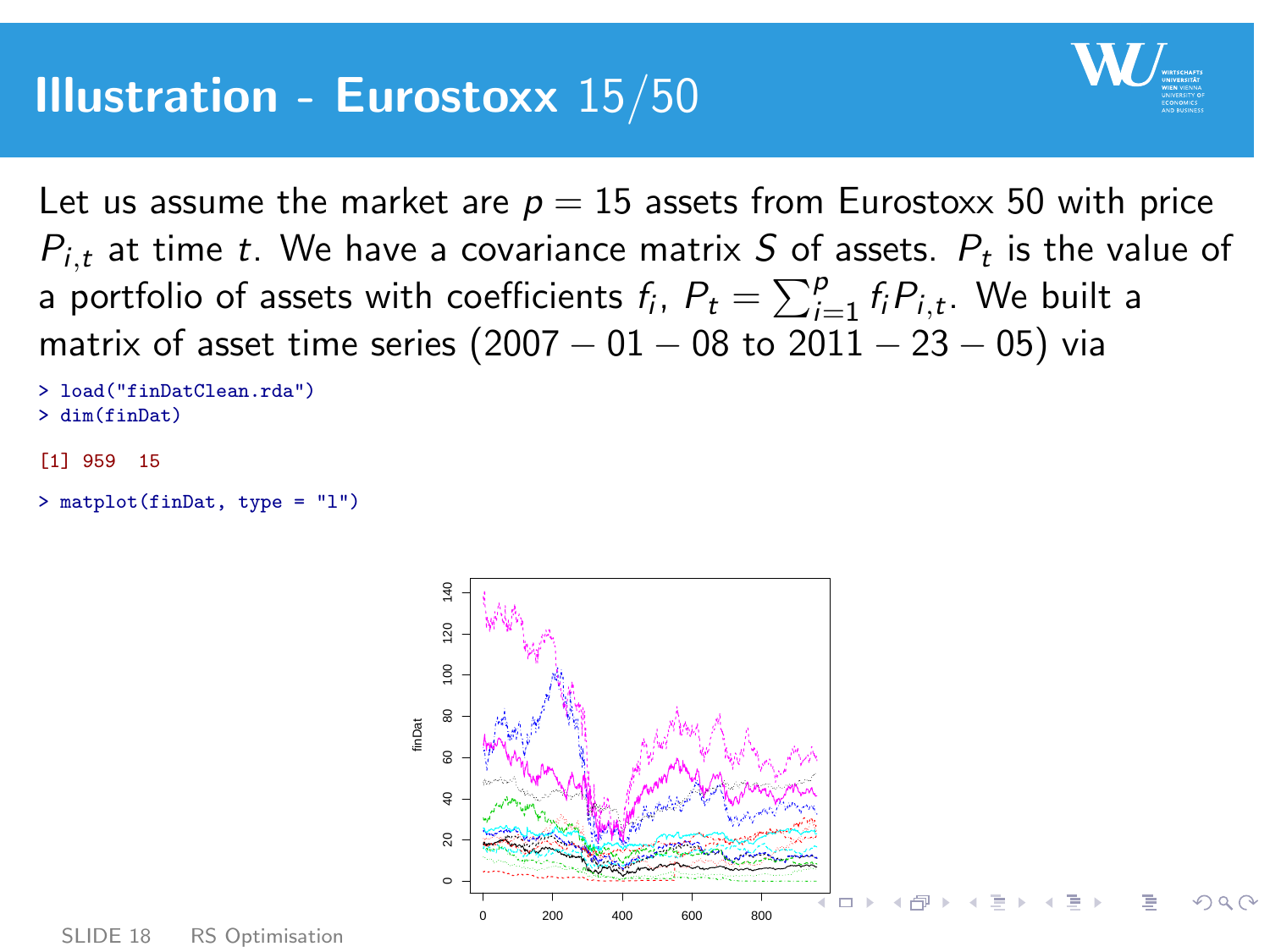# Illustration - Eurostoxx 15/50

Let us assume the market are $p = 15$ assets from Eurostoxx 50 with price $P_{i,t}$ at time $t$. We have a covariance matrix $S$ of assets. $P_t$ is the value of a portfolio of assets with coefficients $f_i$, $P_t = \sum_{i=1}^{p} f_i P_{i,t}$. We built a matrix of asset time series $(2007 - 01 - 08$ to $2011 - 23 - 05)$ via

```
> load("finDatClean.rda")
> dim(finDat)

[1] 959  15

> matplot(finDat, type = "l")
```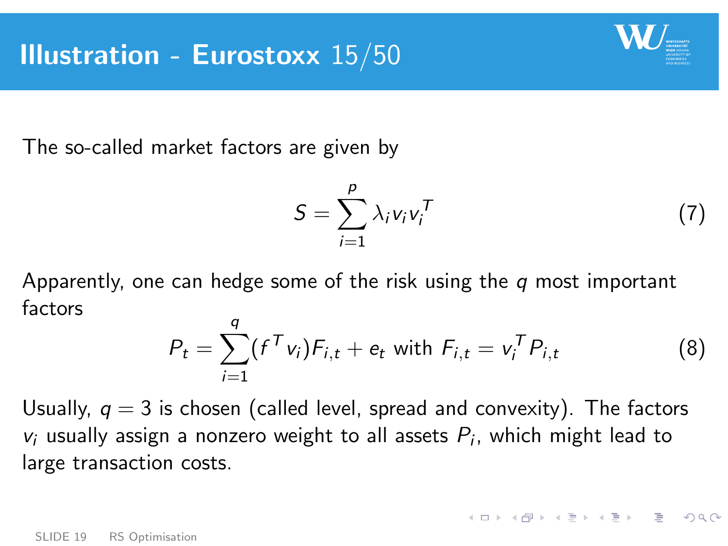# Illustration - Eurostoxx 15/50

The so-called market factors are given by

$$S = \sum_{i=1}^{p} \lambda_i v_i v_i^T \tag{7}$$

Apparently, one can hedge some of the risk using the $q$ most important factors

$$P_t = \sum_{i=1}^{q} (f^T v_i) F_{i,t} + e_t \text{ with } F_{i,t} = v_i^T P_{i,t} \tag{8}$$

Usually, $q = 3$ is chosen (called level, spread and convexity). The factors $v_i$ usually assign a nonzero weight to all assets $P_i$, which might lead to large transaction costs.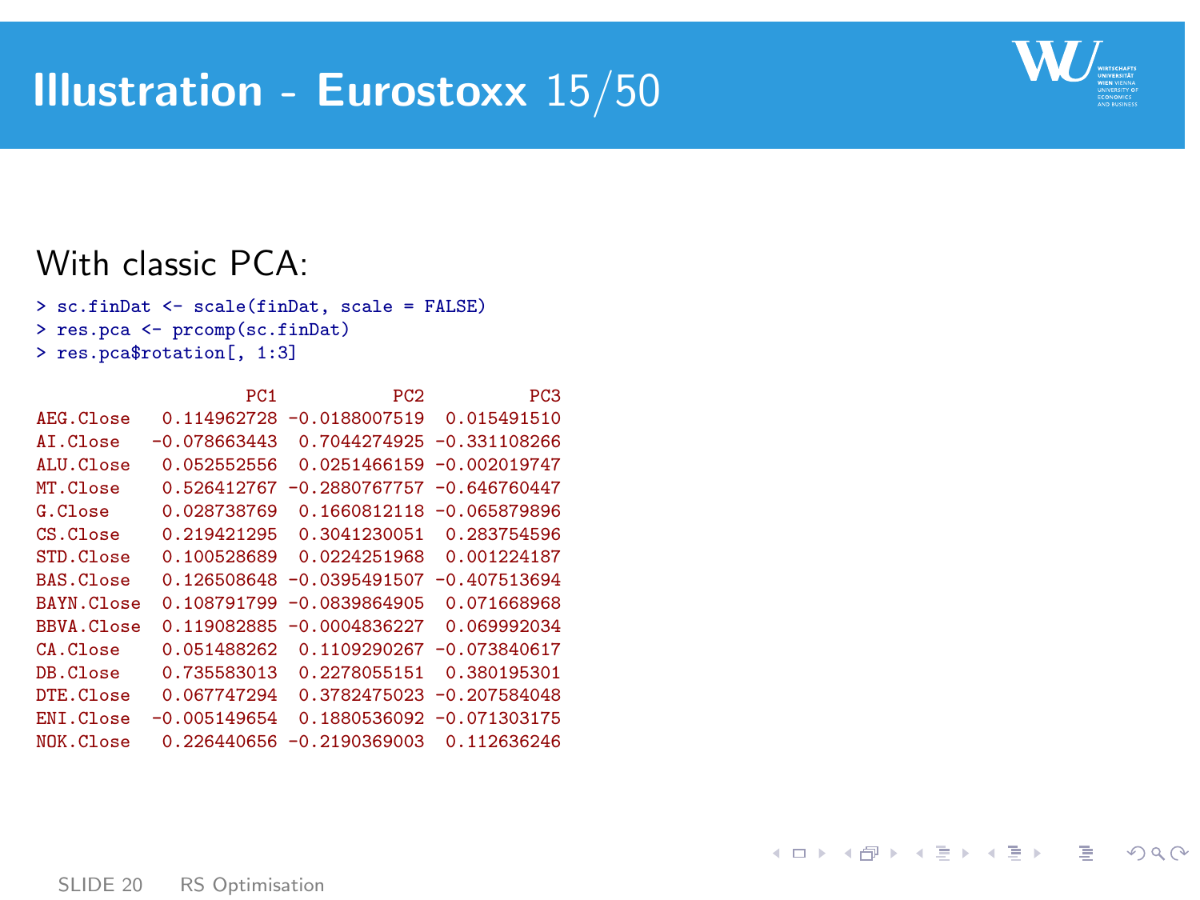# Illustration - Eurostoxx 15/50

With classic PCA:

```
> sc.finDat <- scale(finDat, scale = FALSE)
> res.pca <- prcomp(sc.finDat)
> res.pca$rotation[, 1:3]
```

```
                  PC1           PC2          PC3
AEG.Close    0.114962728 -0.0188007519  0.015491510
AI.Close    -0.078663443  0.7044274925 -0.331108266
ALU.Close    0.052552556  0.0251466159 -0.002019747
MT.Close     0.526412767 -0.2880767757 -0.646760447
G.Close      0.028738769  0.1660812118 -0.065879896
CS.Close     0.219421295  0.3041230051  0.283754596
STD.Close    0.100528689  0.0224251968  0.001224187
BAS.Close    0.126508648 -0.0395491507 -0.407513694
BAYN.Close   0.108791799 -0.0839864905  0.071668968
BBVA.Close   0.119082885 -0.0004836227  0.069992034
CA.Close     0.051488262  0.1109290267 -0.073840617
DB.Close     0.735583013  0.2278055151  0.380195301
DTE.Close    0.067747294  0.3782475023 -0.207584048
ENI.Close   -0.005149654  0.1880536092 -0.071303175
NOK.Close    0.226440656 -0.2190369003  0.112636246
```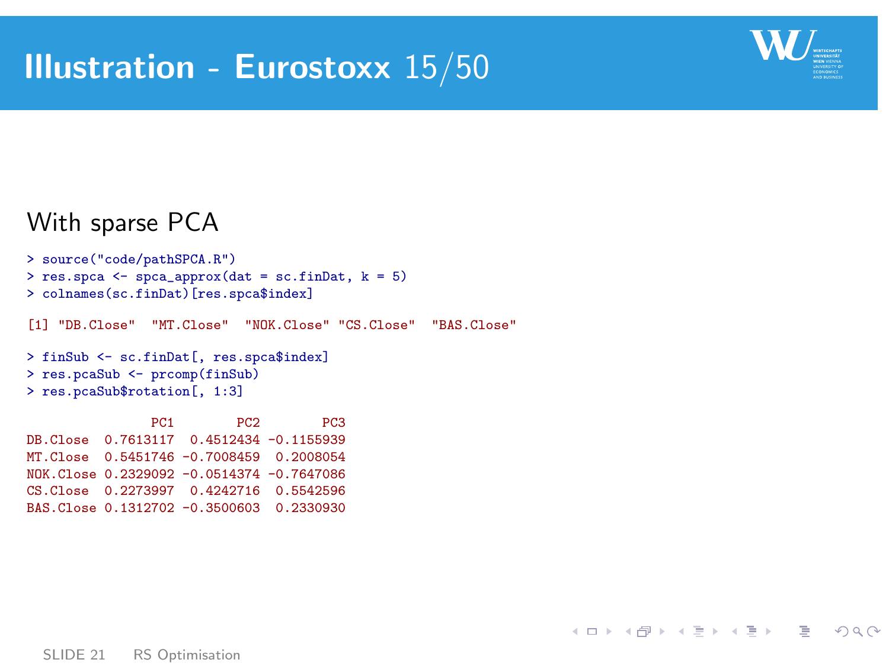# Illustration - Eurostoxx 15/50

## With sparse PCA

```
> source("code/pathSPCA.R")
> res.spca <- spca_approx(dat = sc.finDat, k = 5)
> colnames(sc.finDat)[res.spca$index]

[1] "DB.Close"  "MT.Close"  "NOK.Close" "CS.Close"  "BAS.Close"

> finSub <- sc.finDat[, res.spca$index]
> res.pcaSub <- prcomp(finSub)
> res.pcaSub$rotation[, 1:3]

                PC1        PC2        PC3
DB.Close  0.7613117  0.4512434 -0.1155939
MT.Close  0.5451746 -0.7008459  0.2008054
NOK.Close 0.2329092 -0.0514374 -0.7647086
CS.Close  0.2273997  0.4242716  0.5542596
BAS.Close 0.1312702 -0.3500603  0.2330930
```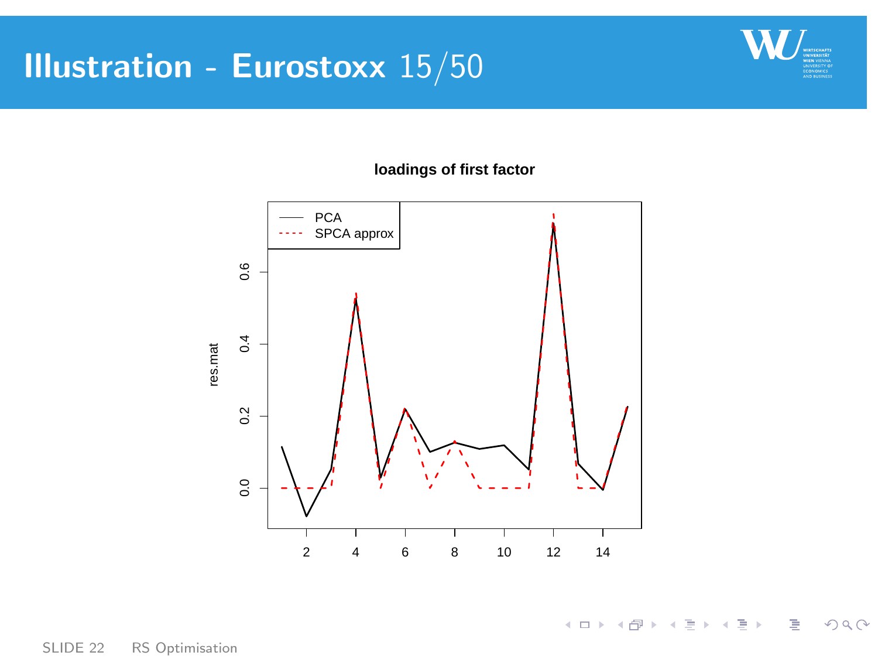# Illustration - Eurostoxx 15/50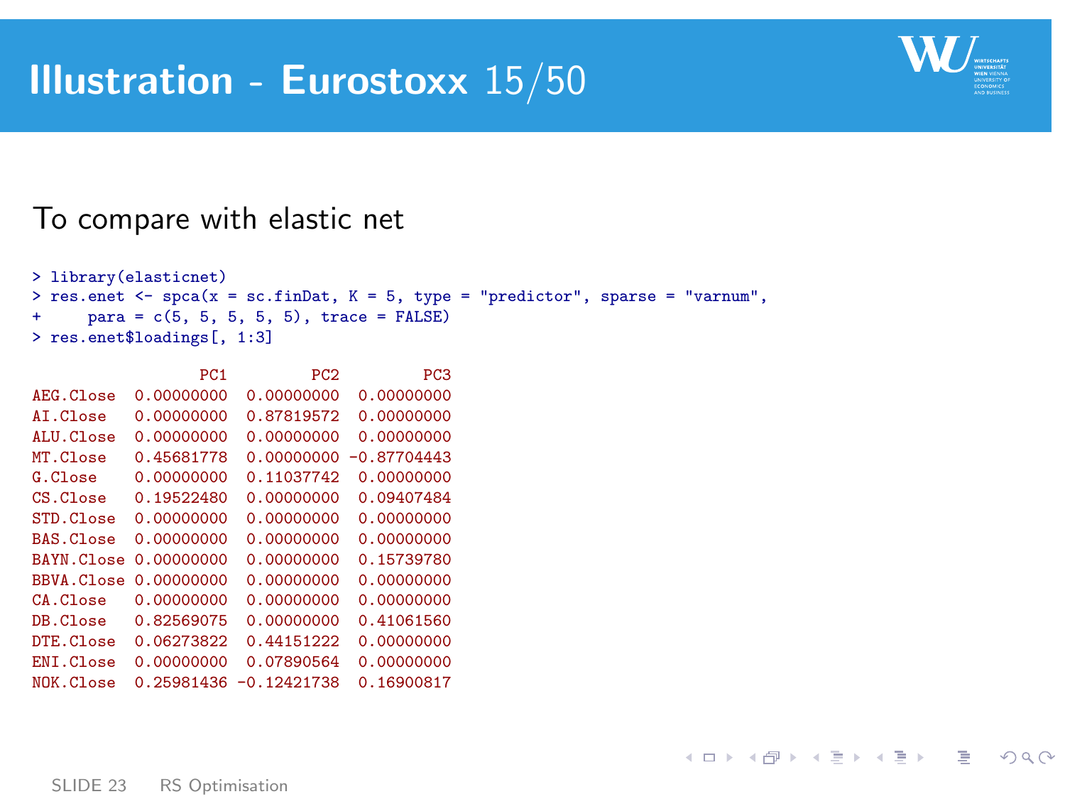# Illustration - Eurostoxx 15/50

To compare with elastic net

```
> library(elasticnet)
> res.enet <- spca(x = sc.finDat, K = 5, type = "predictor", sparse = "varnum",
+     para = c(5, 5, 5, 5, 5), trace = FALSE)
> res.enet$loadings[, 1:3]

                  PC1         PC2         PC3
AEG.Close  0.00000000  0.00000000  0.00000000
AI.Close   0.00000000  0.87819572  0.00000000
ALU.Close  0.00000000  0.00000000  0.00000000
MT.Close   0.45681778  0.00000000 -0.87704443
G.Close    0.00000000  0.11037742  0.00000000
CS.Close   0.19522480  0.00000000  0.09407484
STD.Close  0.00000000  0.00000000  0.00000000
BAS.Close  0.00000000  0.00000000  0.00000000
BAYN.Close 0.00000000  0.00000000  0.15739780
BBVA.Close 0.00000000  0.00000000  0.00000000
CA.Close   0.00000000  0.00000000  0.00000000
DB.Close   0.82569075  0.00000000  0.41061560
DTE.Close  0.06273822  0.44151222  0.00000000
ENI.Close  0.00000000  0.07890564  0.00000000
NOK.Close  0.25981436 -0.12421738  0.16900817
```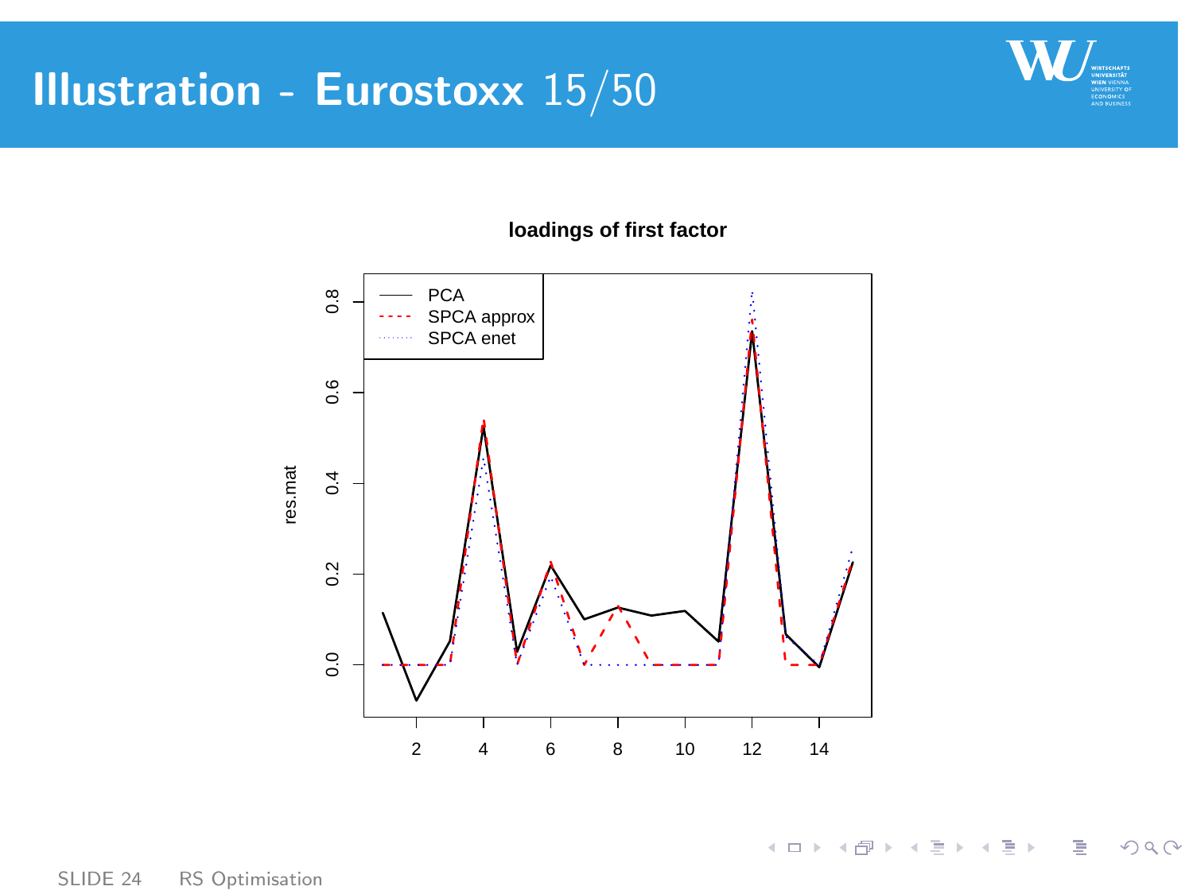# Illustration - Eurostoxx 15/50

**loadings of first factor**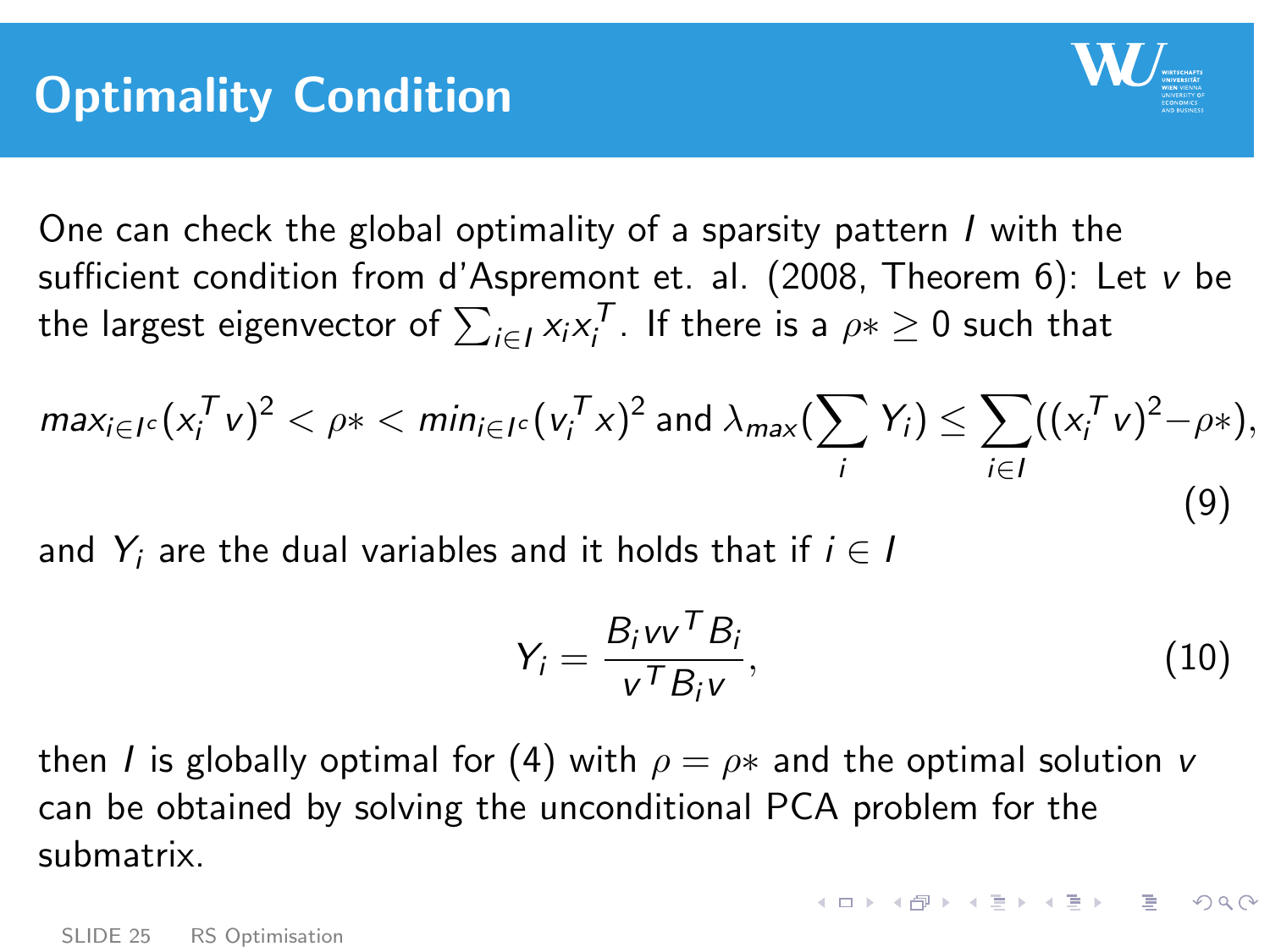# Optimality Condition

One can check the global optimality of a sparsity pattern $I$ with the sufficient condition from d'Aspremont et. al. (2008, Theorem 6): Let $v$ be the largest eigenvector of $\sum_{i \in I} x_i x_i^T$. If there is a $\rho* \geq 0$ such that

$$max_{i \in I^c}(x_i^T v)^2 < \rho* < min_{i \in I^c}(v_i^T x)^2 \text{ and } \lambda_{max}(\sum_i Y_i) \leq \sum_{i \in I}((x_i^T v)^2 - \rho*), \tag{9}$$

and $Y_i$ are the dual variables and it holds that if $i \in I$

$$Y_i = \frac{B_i v v^T B_i}{v^T B_i v}, \tag{10}$$

then $I$ is globally optimal for (4) with $\rho = \rho*$ and the optimal solution $v$ can be obtained by solving the unconditional PCA problem for the submatrix.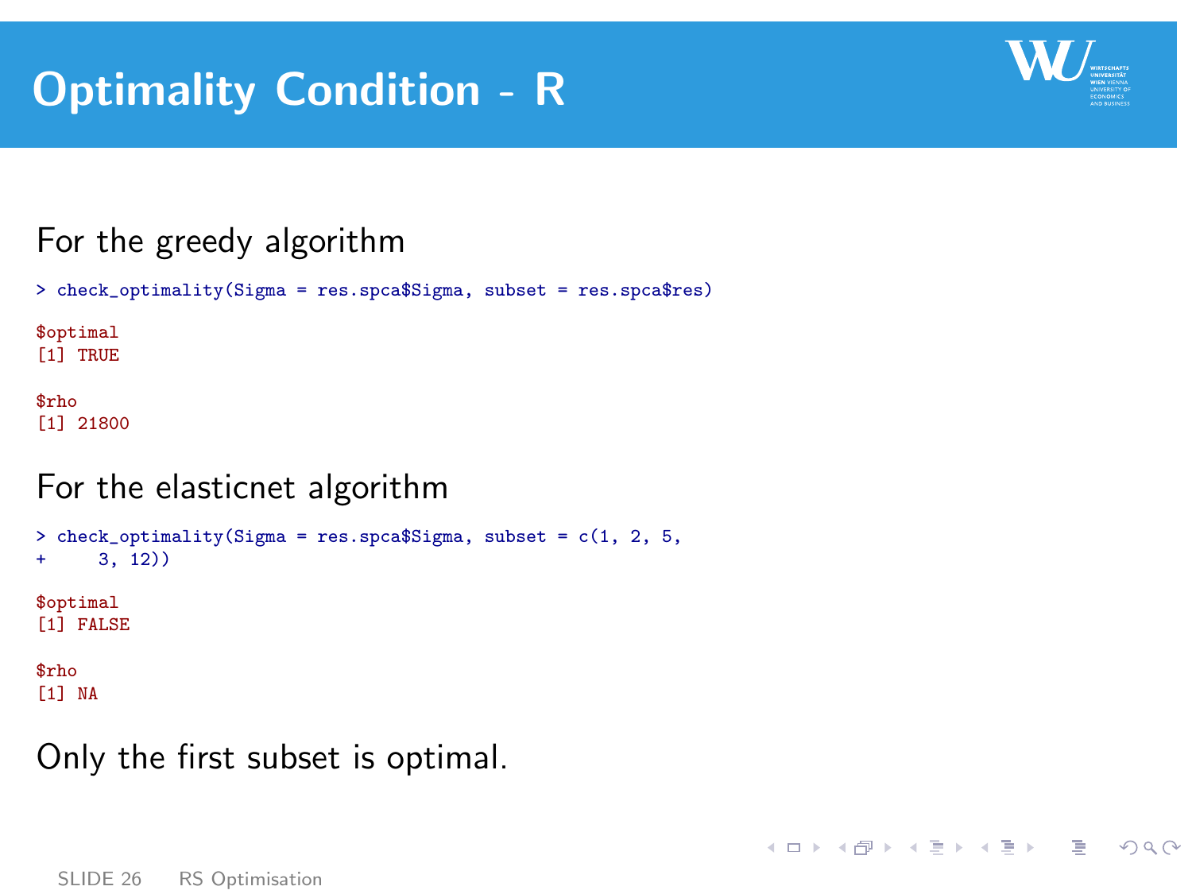# Optimality Condition - R

For the greedy algorithm

```
> check_optimality(Sigma = res.spca$Sigma, subset = res.spca$res)

$optimal
[1] TRUE

$rho
[1] 21800
```

For the elasticnet algorithm

```
> check_optimality(Sigma = res.spca$Sigma, subset = c(1, 2, 5,
+     3, 12))

$optimal
[1] FALSE

$rho
[1] NA
```

Only the first subset is optimal.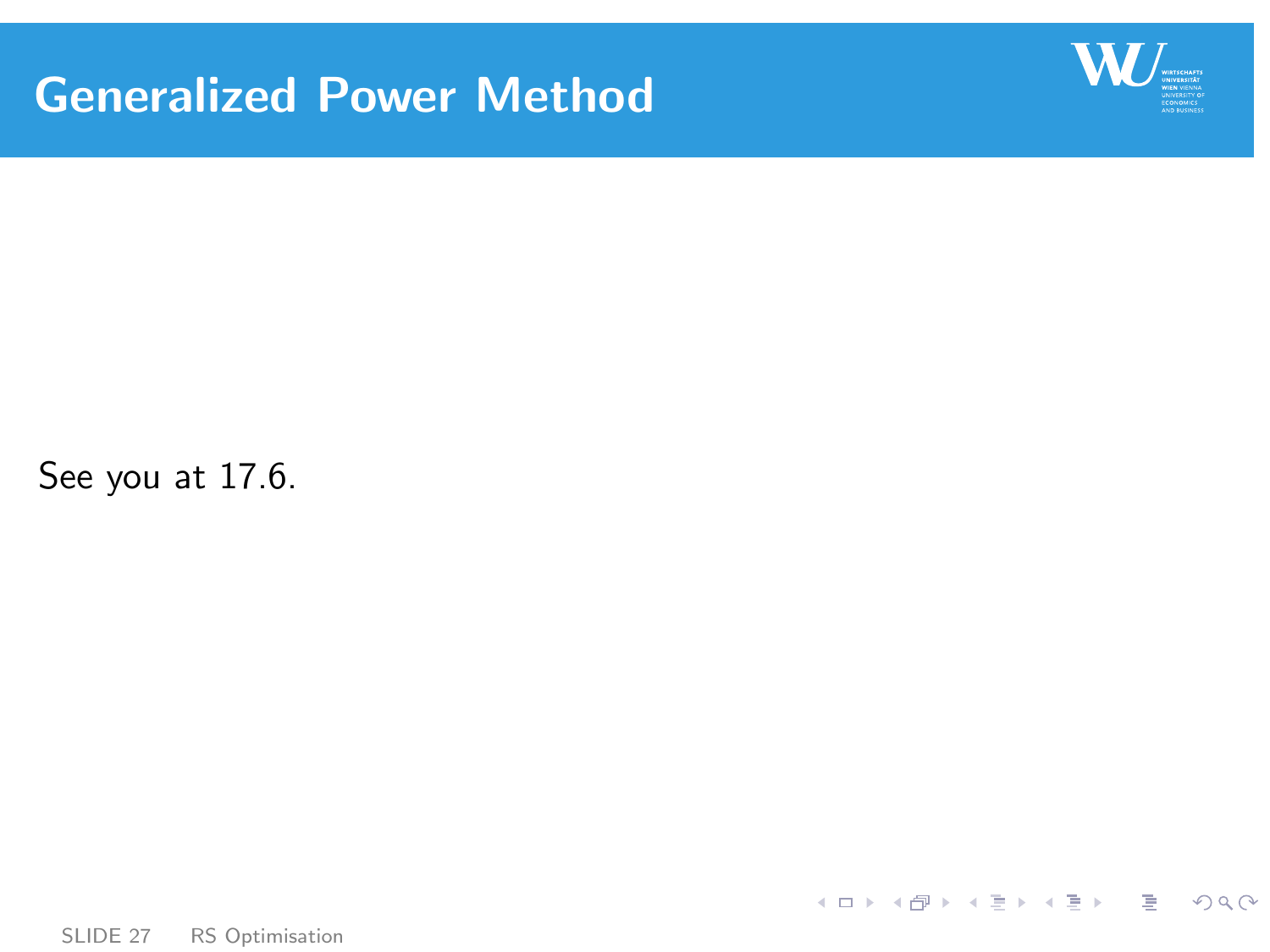# Generalized Power Method

See you at 17.6.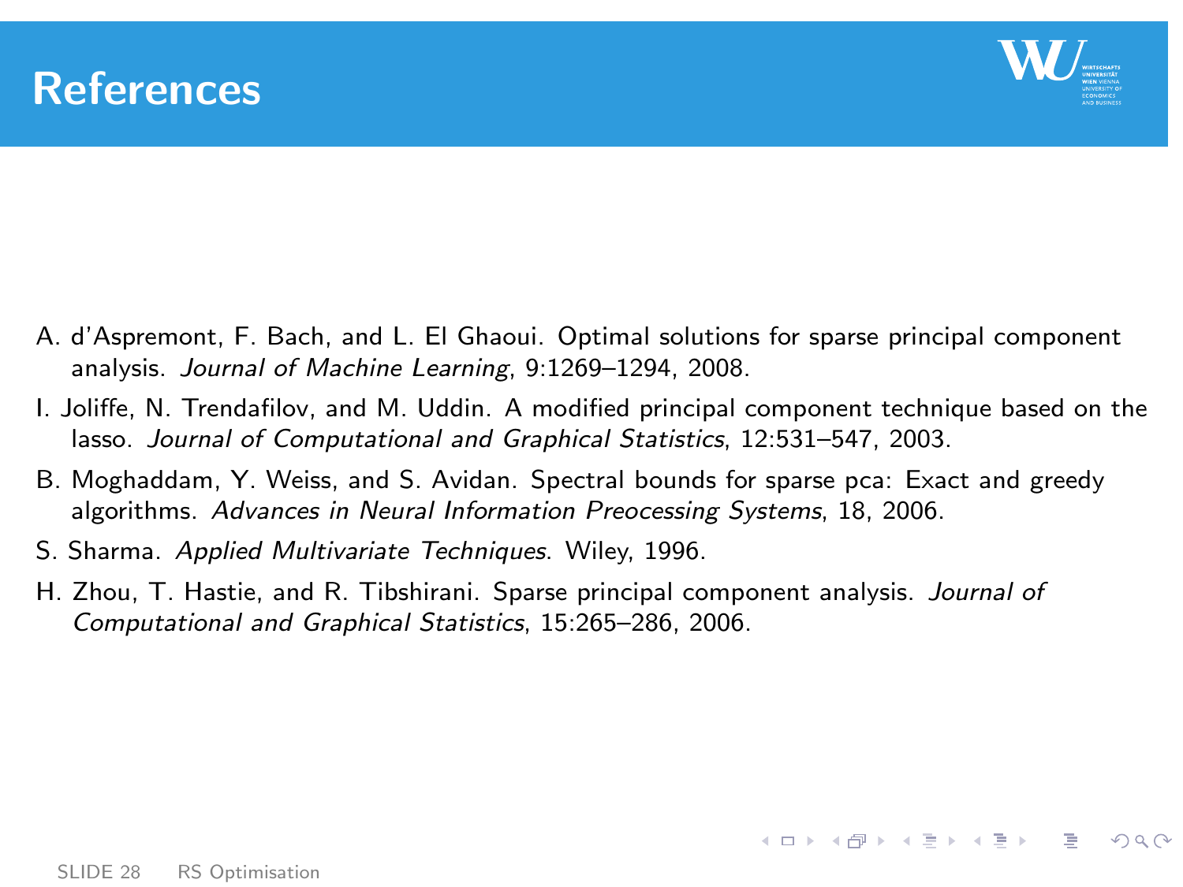# References

A. d'Aspremont, F. Bach, and L. El Ghaoui. Optimal solutions for sparse principal component analysis. *Journal of Machine Learning*, 9:1269–1294, 2008.

I. Joliffe, N. Trendafilov, and M. Uddin. A modified principal component technique based on the lasso. *Journal of Computational and Graphical Statistics*, 12:531–547, 2003.

B. Moghaddam, Y. Weiss, and S. Avidan. Spectral bounds for sparse pca: Exact and greedy algorithms. *Advances in Neural Information Preocessing Systems*, 18, 2006.

S. Sharma. *Applied Multivariate Techniques*. Wiley, 1996.

H. Zhou, T. Hastie, and R. Tibshirani. Sparse principal component analysis. *Journal of Computational and Graphical Statistics*, 15:265–286, 2006.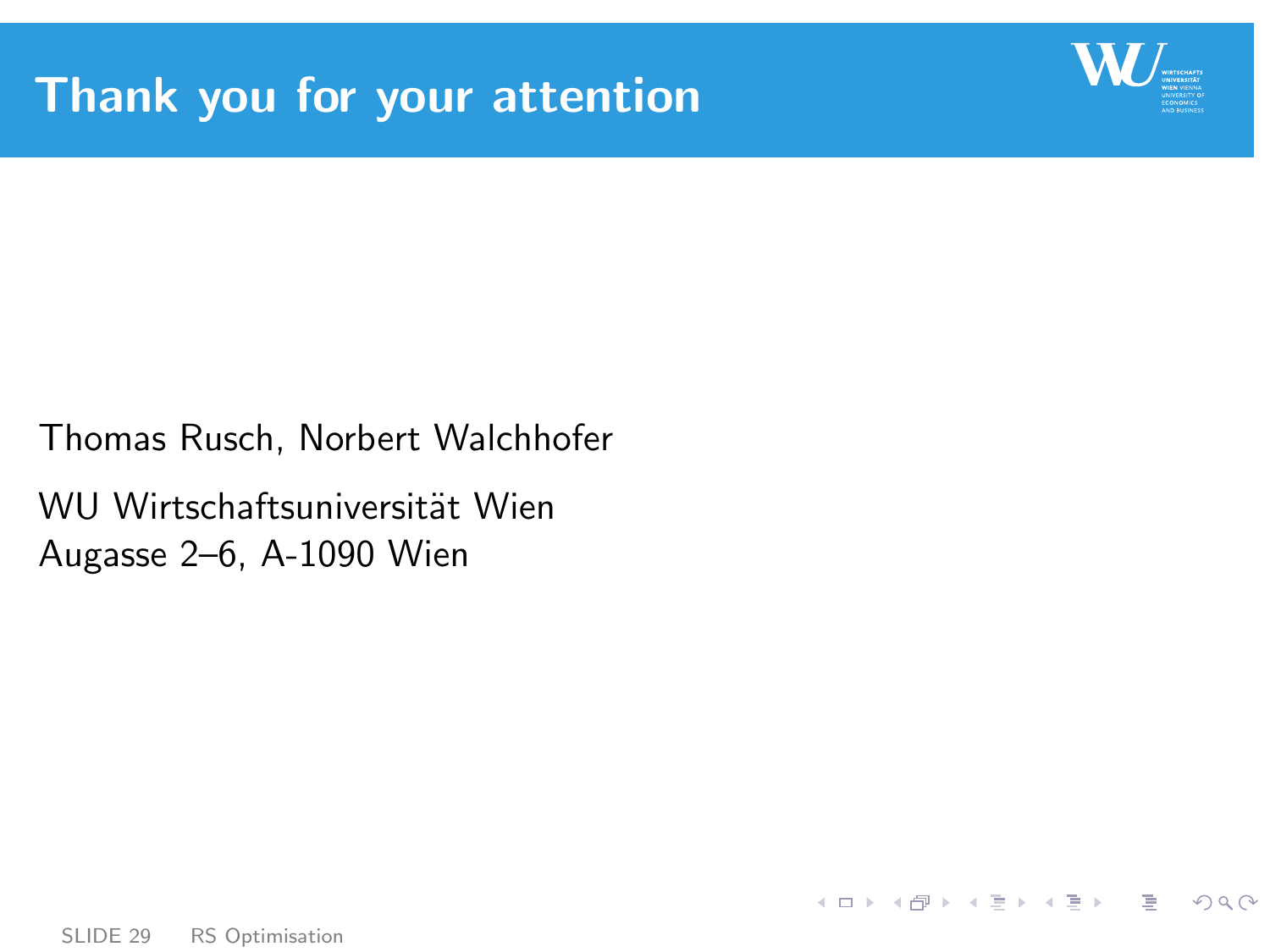# Thank you for your attention

Thomas Rusch, Norbert Walchhofer

WU Wirtschaftsuniversität Wien
Augasse 2–6, A-1090 Wien